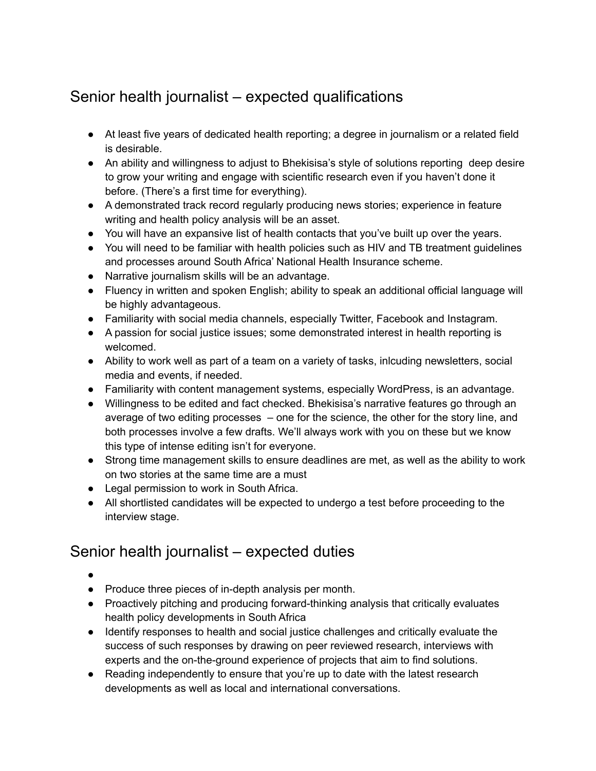## Senior health journalist – expected qualifications

- At least five years of dedicated health reporting; a degree in journalism or a related field is desirable.
- An ability and willingness to adjust to Bhekisisa's style of solutions reporting  deep desire to grow your writing and engage with scientific research even if you haven't done it before. (There's a first time for everything).
- A demonstrated track record regularly producing news stories; experience in feature writing and health policy analysis will be an asset.
- You will have an expansive list of health contacts that you've built up over the years.
- You will need to be familiar with health policies such as HIV and TB treatment guidelines and processes around South Africa' National Health Insurance scheme.
- Narrative journalism skills will be an advantage.
- Fluency in written and spoken English; ability to speak an additional official language will be highly advantageous.
- Familiarity with social media channels, especially Twitter, Facebook and Instagram.
- A passion for social justice issues; some demonstrated interest in health reporting is welcomed.
- Ability to work well as part of a team on a variety of tasks, inlcuding newsletters, social media and events, if needed.
- Familiarity with content management systems, especially WordPress, is an advantage.
- Willingness to be edited and fact checked. Bhekisisa's narrative features go through an average of two editing processes  – one for the science, the other for the story line, and both processes involve a few drafts. We'll always work with you on these but we know this type of intense editing isn't for everyone.
- Strong time management skills to ensure deadlines are met, as well as the ability to work on two stories at the same time are a must
- Legal permission to work in South Africa.
- All shortlisted candidates will be expected to undergo a test before proceeding to the interview stage.

## Senior health journalist – expected duties

- 
- Produce three pieces of in-depth analysis per month.
- Proactively pitching and producing forward-thinking analysis that critically evaluates health policy developments in South Africa
- Identify responses to health and social justice challenges and critically evaluate the success of such responses by drawing on peer reviewed research, interviews with experts and the on-the-ground experience of projects that aim to find solutions.
- Reading independently to ensure that you're up to date with the latest research developments as well as local and international conversations.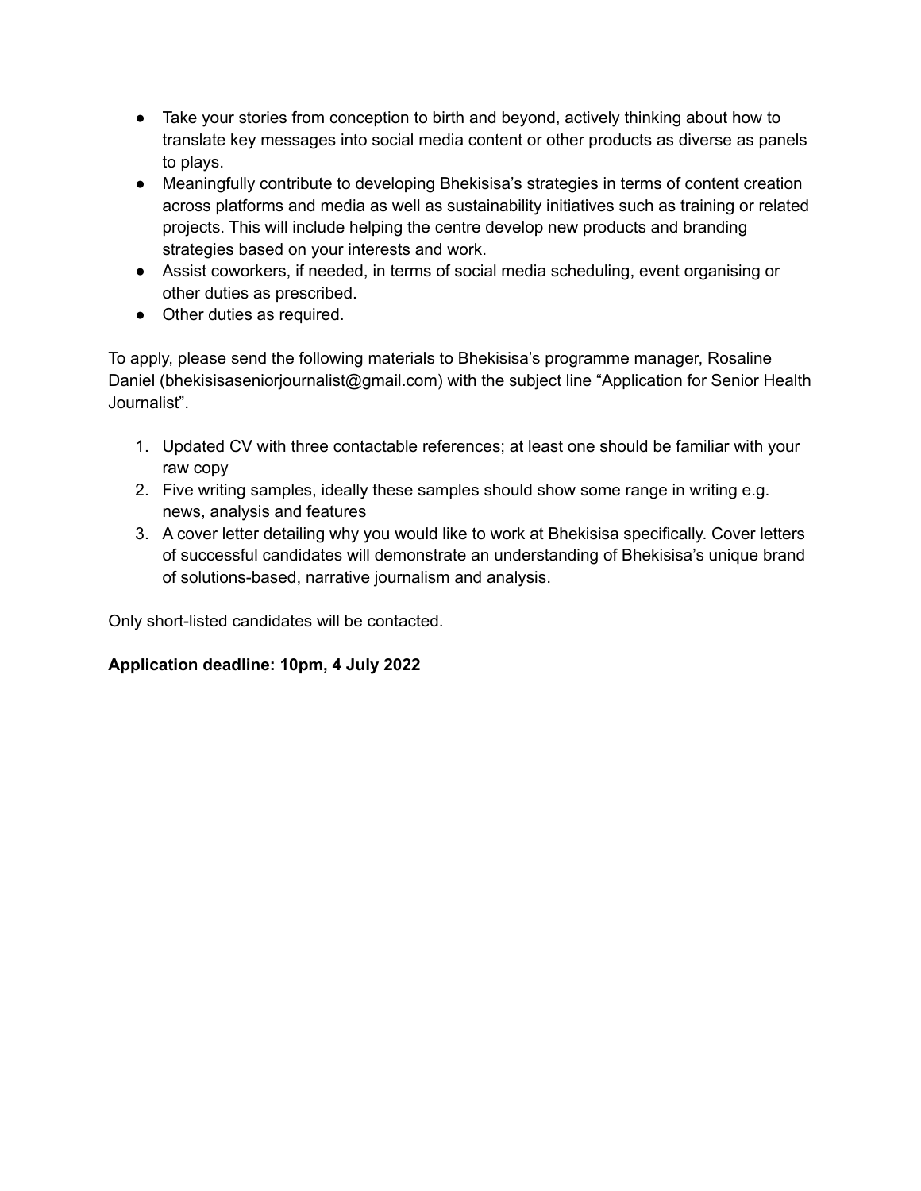- Take your stories from conception to birth and beyond, actively thinking about how to translate key messages into social media content or other products as diverse as panels to plays.
- Meaningfully contribute to developing Bhekisisa's strategies in terms of content creation across platforms and media as well as sustainability initiatives such as training or related projects. This will include helping the centre develop new products and branding strategies based on your interests and work.
- Assist coworkers, if needed, in terms of social media scheduling, event organising or other duties as prescribed.
- Other duties as required.

To apply, please send the following materials to Bhekisisa's programme manager, Rosaline Daniel (bhekisisaseniorjournalist@gmail.com) with the subject line "Application for Senior Health Journalist".

1. Updated CV with three contactable references; at least one should be familiar with your raw copy
2. Five writing samples, ideally these samples should show some range in writing e.g. news, analysis and features
3. A cover letter detailing why you would like to work at Bhekisisa specifically. Cover letters of successful candidates will demonstrate an understanding of Bhekisisa's unique brand of solutions-based, narrative journalism and analysis.

Only short-listed candidates will be contacted.

**Application deadline: 10pm, 4 July 2022**